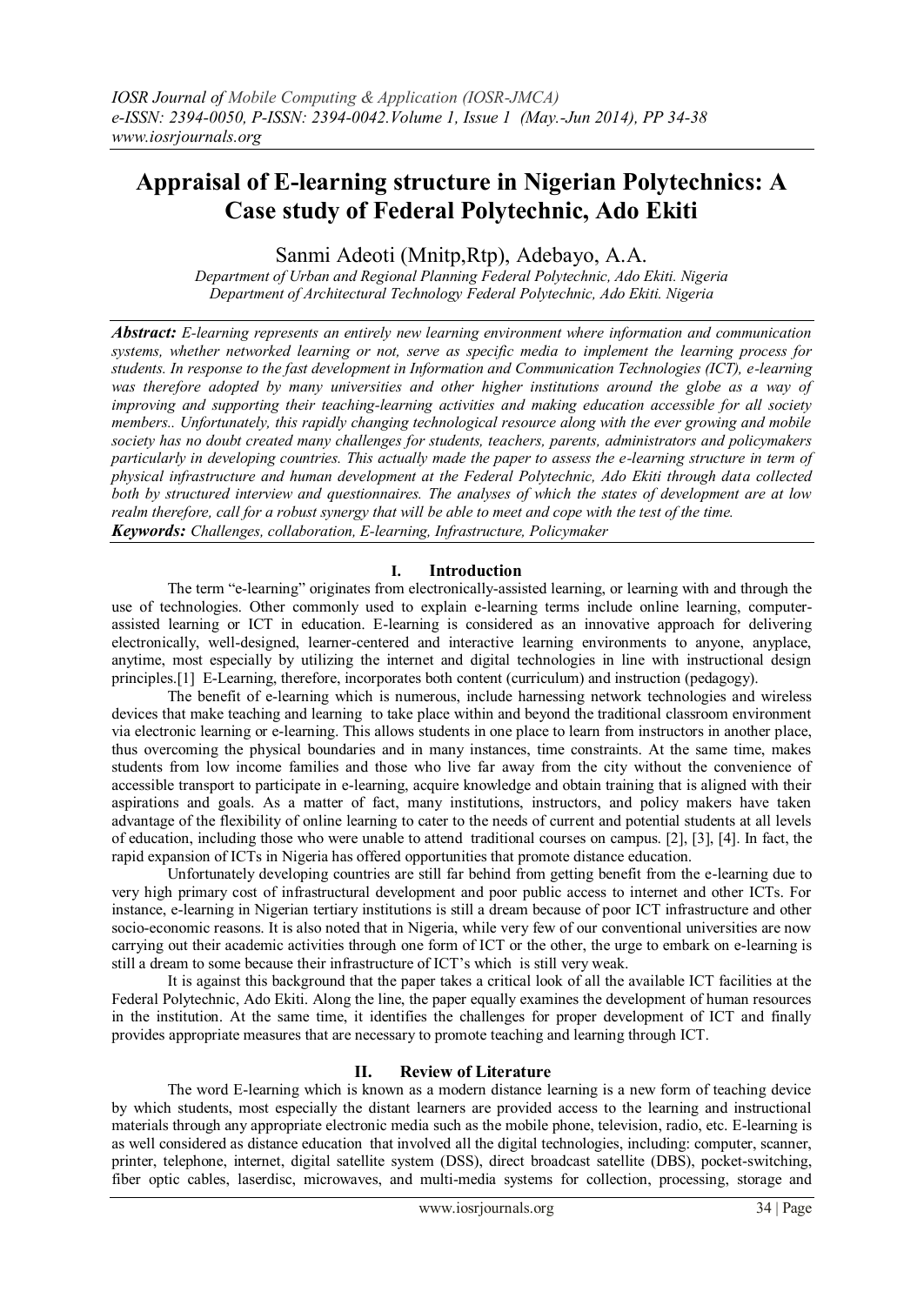# Appraisal of E-learning structure in Nigerian Polytechnics: A Case study of Federal Polytechnic, Ado Ekiti

Sanmi Adeoti (Mnitp,Rtp), Adebayo, A.A.

*Department of Urban and Regional Planning Federal Polytechnic, Ado Ekiti. Nigeria*
*Department of Architectural Technology Federal Polytechnic, Ado Ekiti. Nigeria*

***Abstract:*** *E-learning represents an entirely new learning environment where information and communication systems, whether networked learning or not, serve as specific media to implement the learning process for students. In response to the fast development in Information and Communication Technologies (ICT), e-learning was therefore adopted by many universities and other higher institutions around the globe as a way of improving and supporting their teaching-learning activities and making education accessible for all society members.. Unfortunately, this rapidly changing technological resource along with the ever growing and mobile society has no doubt created many challenges for students, teachers, parents, administrators and policymakers particularly in developing countries. This actually made the paper to assess the e-learning structure in term of physical infrastructure and human development at the Federal Polytechnic, Ado Ekiti through data collected both by structured interview and questionnaires. The analyses of which the states of development are at low realm therefore, call for a robust synergy that will be able to meet and cope with the test of the time.*

***Keywords:*** *Challenges, collaboration, E-learning, Infrastructure, Policymaker*

## I. Introduction

The term "e-learning" originates from electronically-assisted learning, or learning with and through the use of technologies. Other commonly used to explain e-learning terms include online learning, computer-assisted learning or ICT in education. E-learning is considered as an innovative approach for delivering electronically, well-designed, learner-centered and interactive learning environments to anyone, anyplace, anytime, most especially by utilizing the internet and digital technologies in line with instructional design principles.[1] E-Learning, therefore, incorporates both content (curriculum) and instruction (pedagogy).

The benefit of e-learning which is numerous, include harnessing network technologies and wireless devices that make teaching and learning to take place within and beyond the traditional classroom environment via electronic learning or e-learning. This allows students in one place to learn from instructors in another place, thus overcoming the physical boundaries and in many instances, time constraints. At the same time, makes students from low income families and those who live far away from the city without the convenience of accessible transport to participate in e-learning, acquire knowledge and obtain training that is aligned with their aspirations and goals. As a matter of fact, many institutions, instructors, and policy makers have taken advantage of the flexibility of online learning to cater to the needs of current and potential students at all levels of education, including those who were unable to attend traditional courses on campus. [2], [3], [4]. In fact, the rapid expansion of ICTs in Nigeria has offered opportunities that promote distance education.

Unfortunately developing countries are still far behind from getting benefit from the e-learning due to very high primary cost of infrastructural development and poor public access to internet and other ICTs. For instance, e-learning in Nigerian tertiary institutions is still a dream because of poor ICT infrastructure and other socio-economic reasons. It is also noted that in Nigeria, while very few of our conventional universities are now carrying out their academic activities through one form of ICT or the other, the urge to embark on e-learning is still a dream to some because their infrastructure of ICT's which is still very weak.

It is against this background that the paper takes a critical look of all the available ICT facilities at the Federal Polytechnic, Ado Ekiti. Along the line, the paper equally examines the development of human resources in the institution. At the same time, it identifies the challenges for proper development of ICT and finally provides appropriate measures that are necessary to promote teaching and learning through ICT.

## II. Review of Literature

The word E-learning which is known as a modern distance learning is a new form of teaching device by which students, most especially the distant learners are provided access to the learning and instructional materials through any appropriate electronic media such as the mobile phone, television, radio, etc. E-learning is as well considered as distance education that involved all the digital technologies, including: computer, scanner, printer, telephone, internet, digital satellite system (DSS), direct broadcast satellite (DBS), pocket-switching, fiber optic cables, laserdisc, microwaves, and multi-media systems for collection, processing, storage and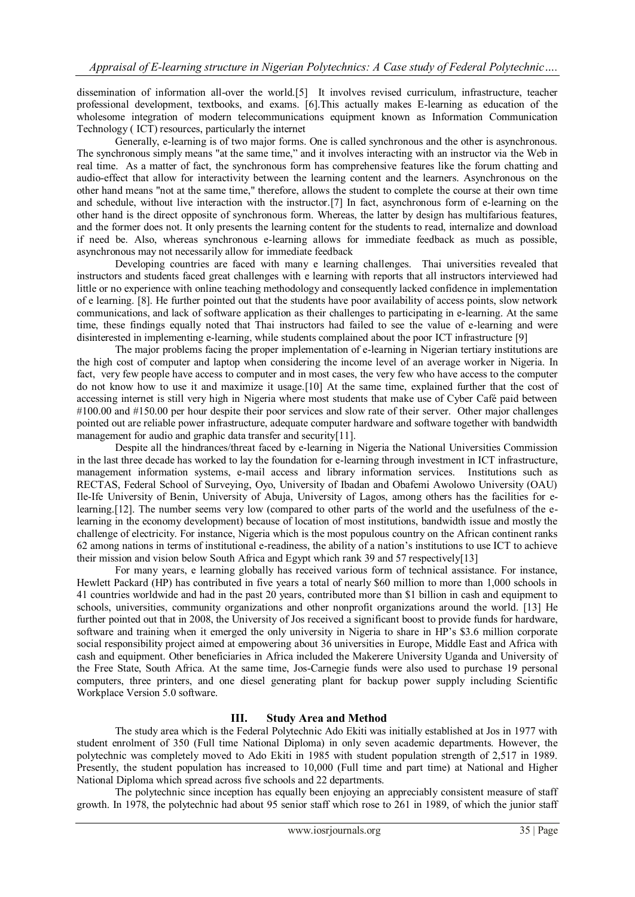dissemination of information all-over the world.[5] It involves revised curriculum, infrastructure, teacher professional development, textbooks, and exams. [6].This actually makes E-learning as education of the wholesome integration of modern telecommunications equipment known as Information Communication Technology ( ICT) resources, particularly the internet

Generally, e-learning is of two major forms. One is called synchronous and the other is asynchronous. The synchronous simply means "at the same time," and it involves interacting with an instructor via the Web in real time. As a matter of fact, the synchronous form has comprehensive features like the forum chatting and audio-effect that allow for interactivity between the learning content and the learners. Asynchronous on the other hand means "not at the same time," therefore, allows the student to complete the course at their own time and schedule, without live interaction with the instructor.[7] In fact, asynchronous form of e-learning on the other hand is the direct opposite of synchronous form. Whereas, the latter by design has multifarious features, and the former does not. It only presents the learning content for the students to read, internalize and download if need be. Also, whereas synchronous e-learning allows for immediate feedback as much as possible, asynchronous may not necessarily allow for immediate feedback

Developing countries are faced with many e learning challenges. Thai universities revealed that instructors and students faced great challenges with e learning with reports that all instructors interviewed had little or no experience with online teaching methodology and consequently lacked confidence in implementation of e learning. [8]. He further pointed out that the students have poor availability of access points, slow network communications, and lack of software application as their challenges to participating in e-learning. At the same time, these findings equally noted that Thai instructors had failed to see the value of e-learning and were disinterested in implementing e-learning, while students complained about the poor ICT infrastructure [9]

The major problems facing the proper implementation of e-learning in Nigerian tertiary institutions are the high cost of computer and laptop when considering the income level of an average worker in Nigeria. In fact, very few people have access to computer and in most cases, the very few who have access to the computer do not know how to use it and maximize it usage.[10] At the same time, explained further that the cost of accessing internet is still very high in Nigeria where most students that make use of Cyber Café paid between #100.00 and #150.00 per hour despite their poor services and slow rate of their server. Other major challenges pointed out are reliable power infrastructure, adequate computer hardware and software together with bandwidth management for audio and graphic data transfer and security[11].

Despite all the hindrances/threat faced by e-learning in Nigeria the National Universities Commission in the last three decade has worked to lay the foundation for e-learning through investment in ICT infrastructure, management information systems, e-mail access and library information services. Institutions such as RECTAS, Federal School of Surveying, Oyo, University of Ibadan and Obafemi Awolowo University (OAU) Ile-Ife University of Benin, University of Abuja, University of Lagos, among others has the facilities for e-learning.[12]. The number seems very low (compared to other parts of the world and the usefulness of the e-learning in the economy development) because of location of most institutions, bandwidth issue and mostly the challenge of electricity. For instance, Nigeria which is the most populous country on the African continent ranks 62 among nations in terms of institutional e-readiness, the ability of a nation's institutions to use ICT to achieve their mission and vision below South Africa and Egypt which rank 39 and 57 respectively[13]

For many years, e learning globally has received various form of technical assistance. For instance, Hewlett Packard (HP) has contributed in five years a total of nearly $60 million to more than 1,000 schools in 41 countries worldwide and had in the past 20 years, contributed more than $1 billion in cash and equipment to schools, universities, community organizations and other nonprofit organizations around the world. [13] He further pointed out that in 2008, the University of Jos received a significant boost to provide funds for hardware, software and training when it emerged the only university in Nigeria to share in HP's $3.6 million corporate social responsibility project aimed at empowering about 36 universities in Europe, Middle East and Africa with cash and equipment. Other beneficiaries in Africa included the Makerere University Uganda and University of the Free State, South Africa. At the same time, Jos-Carnegie funds were also used to purchase 19 personal computers, three printers, and one diesel generating plant for backup power supply including Scientific Workplace Version 5.0 software.

## III. Study Area and Method

The study area which is the Federal Polytechnic Ado Ekiti was initially established at Jos in 1977 with student enrolment of 350 (Full time National Diploma) in only seven academic departments. However, the polytechnic was completely moved to Ado Ekiti in 1985 with student population strength of 2,517 in 1989. Presently, the student population has increased to 10,000 (Full time and part time) at National and Higher National Diploma which spread across five schools and 22 departments.

The polytechnic since inception has equally been enjoying an appreciably consistent measure of staff growth. In 1978, the polytechnic had about 95 senior staff which rose to 261 in 1989, of which the junior staff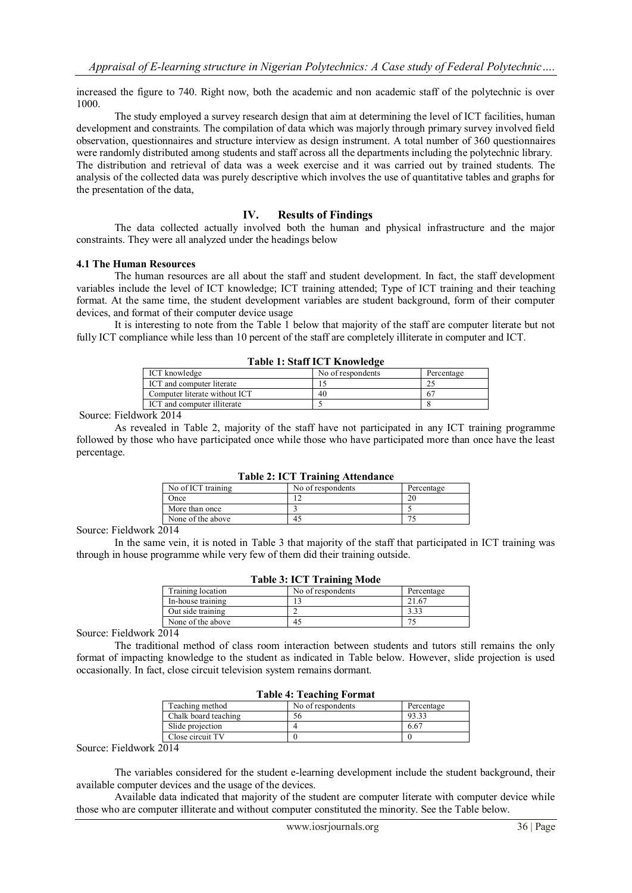increased the figure to 740. Right now, both the academic and non academic staff of the polytechnic is over 1000.

The study employed a survey research design that aim at determining the level of ICT facilities, human development and constraints. The compilation of data which was majorly through primary survey involved field observation, questionnaires and structure interview as design instrument. A total number of 360 questionnaires were randomly distributed among students and staff across all the departments including the polytechnic library. The distribution and retrieval of data was a week exercise and it was carried out by trained students. The analysis of the collected data was purely descriptive which involves the use of quantitative tables and graphs for the presentation of the data,

## IV. Results of Findings

The data collected actually involved both the human and physical infrastructure and the major constraints. They were all analyzed under the headings below

### 4.1 The Human Resources

The human resources are all about the staff and student development. In fact, the staff development variables include the level of ICT knowledge; ICT training attended; Type of ICT training and their teaching format. At the same time, the student development variables are student background, form of their computer devices, and format of their computer device usage

It is interesting to note from the Table 1 below that majority of the staff are computer literate but not fully ICT compliance while less than 10 percent of the staff are completely illiterate in computer and ICT.

**Table 1: Staff ICT Knowledge**

| ICT knowledge | No of respondents | Percentage |
|---|---|---|
| ICT and computer literate | 15 | 25 |
| Computer literate without ICT | 40 | 67 |
| ICT and computer illiterate | 5 | 8 |

Source: Fieldwork 2014

As revealed in Table 2, majority of the staff have not participated in any ICT training programme followed by those who have participated once while those who have participated more than once have the least percentage.

**Table 2: ICT Training Attendance**

| No of ICT training | No of respondents | Percentage |
|---|---|---|
| Once | 12 | 20 |
| More than once | 3 | 5 |
| None of the above | 45 | 75 |

Source: Fieldwork 2014

In the same vein, it is noted in Table 3 that majority of the staff that participated in ICT training was through in house programme while very few of them did their training outside.

**Table 3: ICT Training Mode**

| Training location | No of respondents | Percentage |
|---|---|---|
| In-house training | 13 | 21.67 |
| Out side training | 2 | 3.33 |
| None of the above | 45 | 75 |

Source: Fieldwork 2014

The traditional method of class room interaction between students and tutors still remains the only format of impacting knowledge to the student as indicated in Table below. However, slide projection is used occasionally. In fact, close circuit television system remains dormant.

**Table 4: Teaching Format**

| Teaching method | No of respondents | Percentage |
|---|---|---|
| Chalk board teaching | 56 | 93.33 |
| Slide projection | 4 | 6.67 |
| Close circuit TV | 0 | 0 |

Source: Fieldwork 2014

The variables considered for the student e-learning development include the student background, their available computer devices and the usage of the devices.

Available data indicated that majority of the student are computer literate with computer device while those who are computer illiterate and without computer constituted the minority. See the Table below.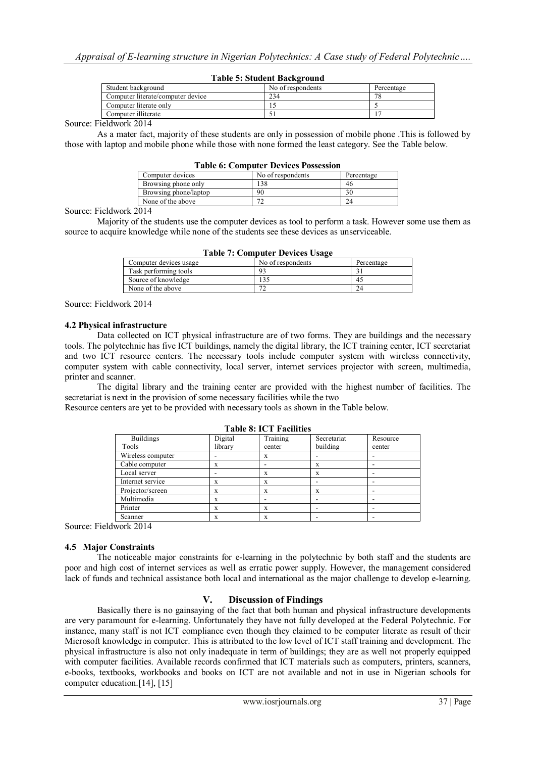**Table 5: Student Background**

| Student background | No of respondents | Percentage |
|---|---|---|
| Computer literate/computer device | 234 | 78 |
| Computer literate only | 15 | 5 |
| Computer illiterate | 51 | 17 |

Source: Fieldwork 2014

As a mater fact, majority of these students are only in possession of mobile phone .This is followed by those with laptop and mobile phone while those with none formed the least category. See the Table below.

**Table 6: Computer Devices Possession**

| Computer devices | No of respondents | Percentage |
|---|---|---|
| Browsing phone only | 138 | 46 |
| Browsing phone/laptop | 90 | 30 |
| None of the above | 72 | 24 |

Source: Fieldwork 2014

Majority of the students use the computer devices as tool to perform a task. However some use them as source to acquire knowledge while none of the students see these devices as unserviceable.

**Table 7: Computer Devices Usage**

| Computer devices usage | No of respondents | Percentage |
|---|---|---|
| Task performing tools | 93 | 31 |
| Source of knowledge | 135 | 45 |
| None of the above | 72 | 24 |

Source: Fieldwork 2014

### 4.2 Physical infrastructure

Data collected on ICT physical infrastructure are of two forms. They are buildings and the necessary tools. The polytechnic has five ICT buildings, namely the digital library, the ICT training center, ICT secretariat and two ICT resource centers. The necessary tools include computer system with wireless connectivity, computer system with cable connectivity, local server, internet services projector with screen, multimedia, printer and scanner.

The digital library and the training center are provided with the highest number of facilities. The secretariat is next in the provision of some necessary facilities while the two

Resource centers are yet to be provided with necessary tools as shown in the Table below.

**Table 8: ICT Facilities**

| Buildings Tools | Digital library | Training center | Secretariat building | Resource center |
|---|---|---|---|---|
| Wireless computer | - | x | - | - |
| Cable computer | x | - | x | - |
| Local server | - | x | x | - |
| Internet service | x | x | - | - |
| Projector/screen | x | x | x | - |
| Multimedia | x | - | - | - |
| Printer | x | x | - | - |
| Scanner | x | x | - | - |

Source: Fieldwork 2014

### 4.5 Major Constraints

The noticeable major constraints for e-learning in the polytechnic by both staff and the students are poor and high cost of internet services as well as erratic power supply. However, the management considered lack of funds and technical assistance both local and international as the major challenge to develop e-learning.

## V. Discussion of Findings

Basically there is no gainsaying of the fact that both human and physical infrastructure developments are very paramount for e-learning. Unfortunately they have not fully developed at the Federal Polytechnic. For instance, many staff is not ICT compliance even though they claimed to be computer literate as result of their Microsoft knowledge in computer. This is attributed to the low level of ICT staff training and development. The physical infrastructure is also not only inadequate in term of buildings; they are as well not properly equipped with computer facilities. Available records confirmed that ICT materials such as computers, printers, scanners, e-books, textbooks, workbooks and books on ICT are not available and not in use in Nigerian schools for computer education.[14], [15]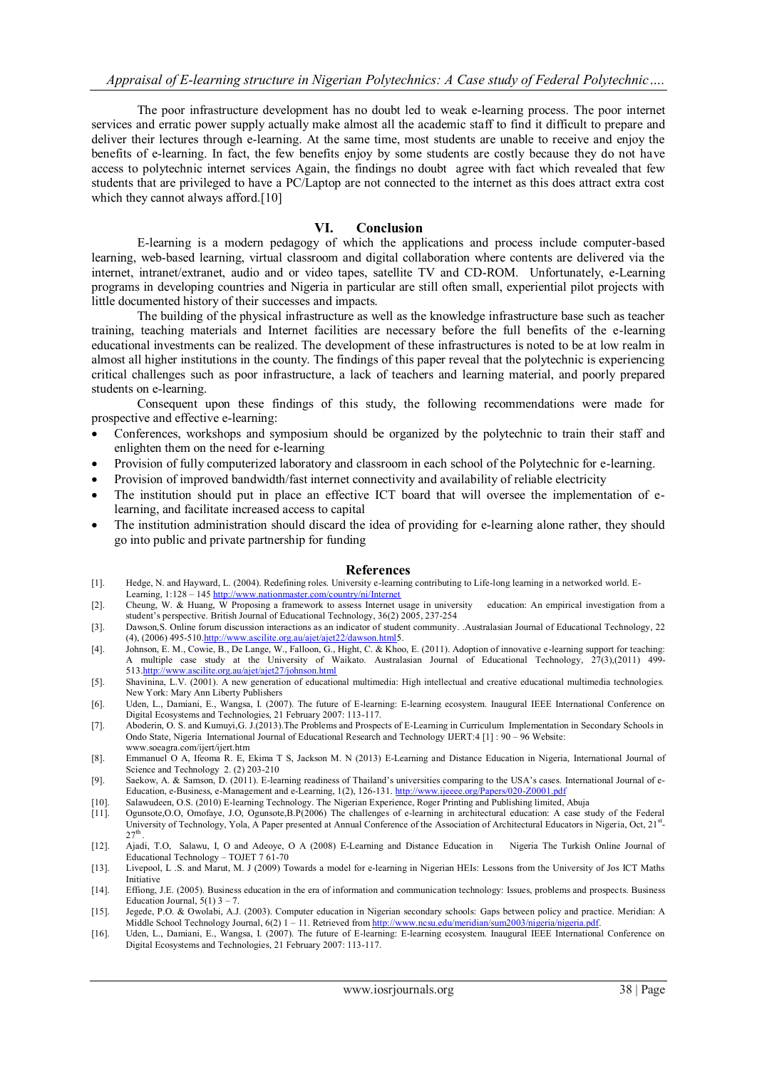The poor infrastructure development has no doubt led to weak e-learning process. The poor internet services and erratic power supply actually make almost all the academic staff to find it difficult to prepare and deliver their lectures through e-learning. At the same time, most students are unable to receive and enjoy the benefits of e-learning. In fact, the few benefits enjoy by some students are costly because they do not have access to polytechnic internet services Again, the findings no doubt agree with fact which revealed that few students that are privileged to have a PC/Laptop are not connected to the internet as this does attract extra cost which they cannot always afford.[10]

## VI. Conclusion

E-learning is a modern pedagogy of which the applications and process include computer-based learning, web-based learning, virtual classroom and digital collaboration where contents are delivered via the internet, intranet/extranet, audio and or video tapes, satellite TV and CD-ROM. Unfortunately, e-Learning programs in developing countries and Nigeria in particular are still often small, experiential pilot projects with little documented history of their successes and impacts.

The building of the physical infrastructure as well as the knowledge infrastructure base such as teacher training, teaching materials and Internet facilities are necessary before the full benefits of the e-learning educational investments can be realized. The development of these infrastructures is noted to be at low realm in almost all higher institutions in the county. The findings of this paper reveal that the polytechnic is experiencing critical challenges such as poor infrastructure, a lack of teachers and learning material, and poorly prepared students on e-learning.

Consequent upon these findings of this study, the following recommendations were made for prospective and effective e-learning:

- Conferences, workshops and symposium should be organized by the polytechnic to train their staff and enlighten them on the need for e-learning
- Provision of fully computerized laboratory and classroom in each school of the Polytechnic for e-learning.
- Provision of improved bandwidth/fast internet connectivity and availability of reliable electricity
- The institution should put in place an effective ICT board that will oversee the implementation of e-learning, and facilitate increased access to capital
- The institution administration should discard the idea of providing for e-learning alone rather, they should go into public and private partnership for funding

## References

[1]. Hedge, N. and Hayward, L. (2004). Redefining roles. University e-learning contributing to Life-long learning in a networked world. E-Learning, 1:128 – 145 http://www.nationmaster.com/country/ni/Internet

[2]. Cheung, W. & Huang, W Proposing a framework to assess Internet usage in university education: An empirical investigation from a student's perspective. British Journal of Educational Technology, 36(2) 2005, 237-254

[3]. Dawson,S. Online forum discussion interactions as an indicator of student community. .Australasian Journal of Educational Technology, 22 (4), (2006) 495-510.http://www.ascilite.org.au/ajet/ajet22/dawson.html5.

[4]. Johnson, E. M., Cowie, B., De Lange, W., Falloon, G., Hight, C. & Khoo, E. (2011). Adoption of innovative e-learning support for teaching: A multiple case study at the University of Waikato. Australasian Journal of Educational Technology, 27(3),(2011) 499-513.http://www.ascilite.org.au/ajet/ajet27/johnson.html

[5]. Shavinina, L.V. (2001). A new generation of educational multimedia: High intellectual and creative educational multimedia technologies. New York: Mary Ann Liberty Publishers

[6]. Uden, L., Damiani, E., Wangsa, I. (2007). The future of E-learning: E-learning ecosystem. Inaugural IEEE International Conference on Digital Ecosystems and Technologies, 21 February 2007: 113-117.

[7]. Aboderin, O. S. and Kumuyi,G. J.(2013).The Problems and Prospects of E-Learning in Curriculum Implementation in Secondary Schools in Ondo State, Nigeria International Journal of Educational Research and Technology IJERT:4 [1] : 90 – 96 Website: www.soeagra.com/ijert/ijert.htm

[8]. Emmanuel O A, Ifeoma R. E, Ekima T S, Jackson M. N (2013) E-Learning and Distance Education in Nigeria, International Journal of Science and Technology 2. (2) 203-210

[9]. Saekow, A. & Samson, D. (2011). E-learning readiness of Thailand's universities comparing to the USA's cases. International Journal of e-Education, e-Business, e-Management and e-Learning, 1(2), 126-131. http://www.ijeeee.org/Papers/020-Z0001.pdf

[10]. Salawudeen, O.S. (2010) E-learning Technology. The Nigerian Experience, Roger Printing and Publishing limited, Abuja

[11]. Ogunsote,O.O, Omofaye, J.O, Ogunsote,B.P(2006) The challenges of e-learning in architectural education: A case study of the Federal University of Technology, Yola, A Paper presented at Annual Conference of the Association of Architectural Educators in Nigeria, Oct, 21st-27th.

[12]. Ajadi, T.O, Salawu, I, O and Adeoye, O A (2008) E-Learning and Distance Education in Nigeria The Turkish Online Journal of Educational Technology – TOJET 7 61-70

[13]. Livepool, L .S. and Marut, M. J (2009) Towards a model for e-learning in Nigerian HEIs: Lessons from the University of Jos ICT Maths Initiative

[14]. Effiong, J.E. (2005). Business education in the era of information and communication technology: Issues, problems and prospects. Business Education Journal, 5(1) 3 – 7.

[15]. Jegede, P.O. & Owolabi, A.J. (2003). Computer education in Nigerian secondary schools: Gaps between policy and practice. Meridian: A Middle School Technology Journal, 6(2) 1 – 11. Retrieved from http://www.ncsu.edu/meridian/sum2003/nigeria/nigeria.pdf.

[16]. Uden, L., Damiani, E., Wangsa, I. (2007). The future of E-learning: E-learning ecosystem. Inaugural IEEE International Conference on Digital Ecosystems and Technologies, 21 February 2007: 113-117.